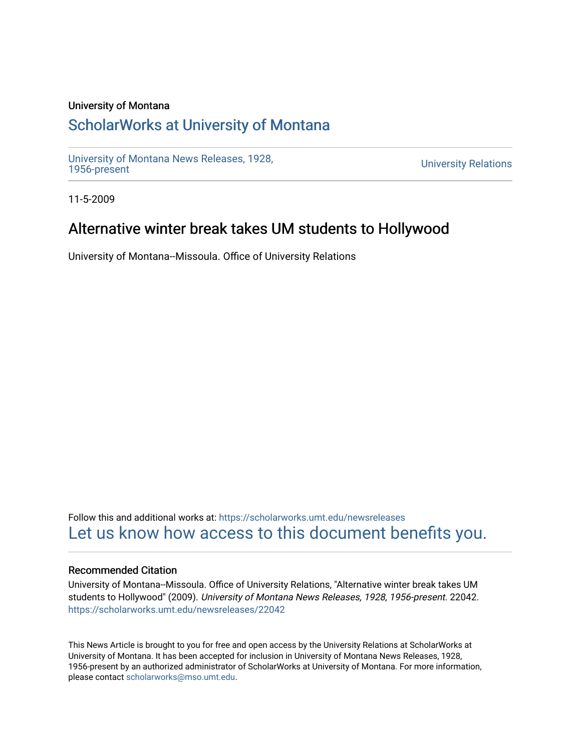University of Montana

## ScholarWorks at University of Montana

University of Montana News Releases, 1928, 1956-present

University Relations

11-5-2009

# Alternative winter break takes UM students to Hollywood

University of Montana--Missoula. Office of University Relations

Follow this and additional works at: https://scholarworks.umt.edu/newsreleases

Let us know how access to this document benefits you.

### Recommended Citation

University of Montana--Missoula. Office of University Relations, "Alternative winter break takes UM students to Hollywood" (2009). *University of Montana News Releases, 1928, 1956-present*. 22042.
https://scholarworks.umt.edu/newsreleases/22042

This News Article is brought to you for free and open access by the University Relations at ScholarWorks at University of Montana. It has been accepted for inclusion in University of Montana News Releases, 1928, 1956-present by an authorized administrator of ScholarWorks at University of Montana. For more information, please contact scholarworks@mso.umt.edu.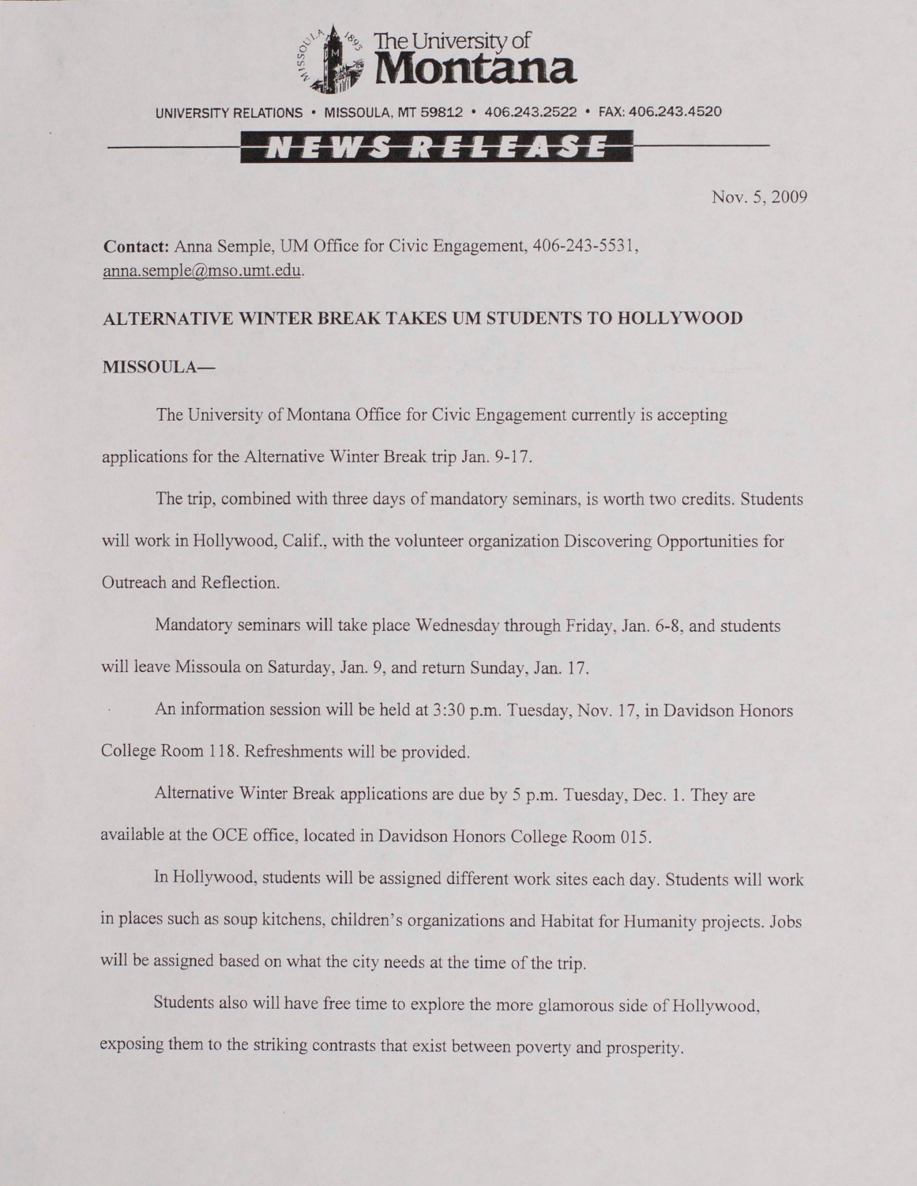The University of Montana

UNIVERSITY RELATIONS • MISSOULA, MT 59812 • 406.243.2522 • FAX: 406.243.4520

**NEWS RELEASE**

Nov. 5, 2009

**Contact:** Anna Semple, UM Office for Civic Engagement, 406-243-5531, anna.semple@mso.umt.edu.

**ALTERNATIVE WINTER BREAK TAKES UM STUDENTS TO HOLLYWOOD**

**MISSOULA—**

The University of Montana Office for Civic Engagement currently is accepting applications for the Alternative Winter Break trip Jan. 9-17.

The trip, combined with three days of mandatory seminars, is worth two credits. Students will work in Hollywood, Calif., with the volunteer organization Discovering Opportunities for Outreach and Reflection.

Mandatory seminars will take place Wednesday through Friday, Jan. 6-8, and students will leave Missoula on Saturday, Jan. 9, and return Sunday, Jan. 17.

An information session will be held at 3:30 p.m. Tuesday, Nov. 17, in Davidson Honors College Room 118. Refreshments will be provided.

Alternative Winter Break applications are due by 5 p.m. Tuesday, Dec. 1. They are available at the OCE office, located in Davidson Honors College Room 015.

In Hollywood, students will be assigned different work sites each day. Students will work in places such as soup kitchens, children's organizations and Habitat for Humanity projects. Jobs will be assigned based on what the city needs at the time of the trip.

Students also will have free time to explore the more glamorous side of Hollywood, exposing them to the striking contrasts that exist between poverty and prosperity.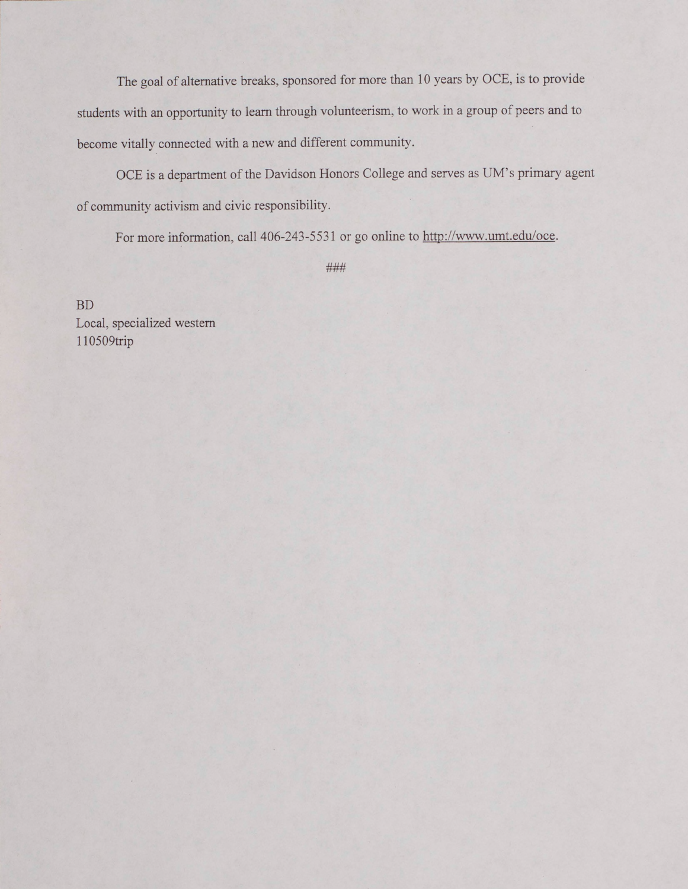The goal of alternative breaks, sponsored for more than 10 years by OCE, is to provide students with an opportunity to learn through volunteerism, to work in a group of peers and to become vitally connected with a new and different community.

OCE is a department of the Davidson Honors College and serves as UM's primary agent of community activism and civic responsibility.

For more information, call 406-243-5531 or go online to http://www.umt.edu/oce.

###

BD
Local, specialized western
110509trip